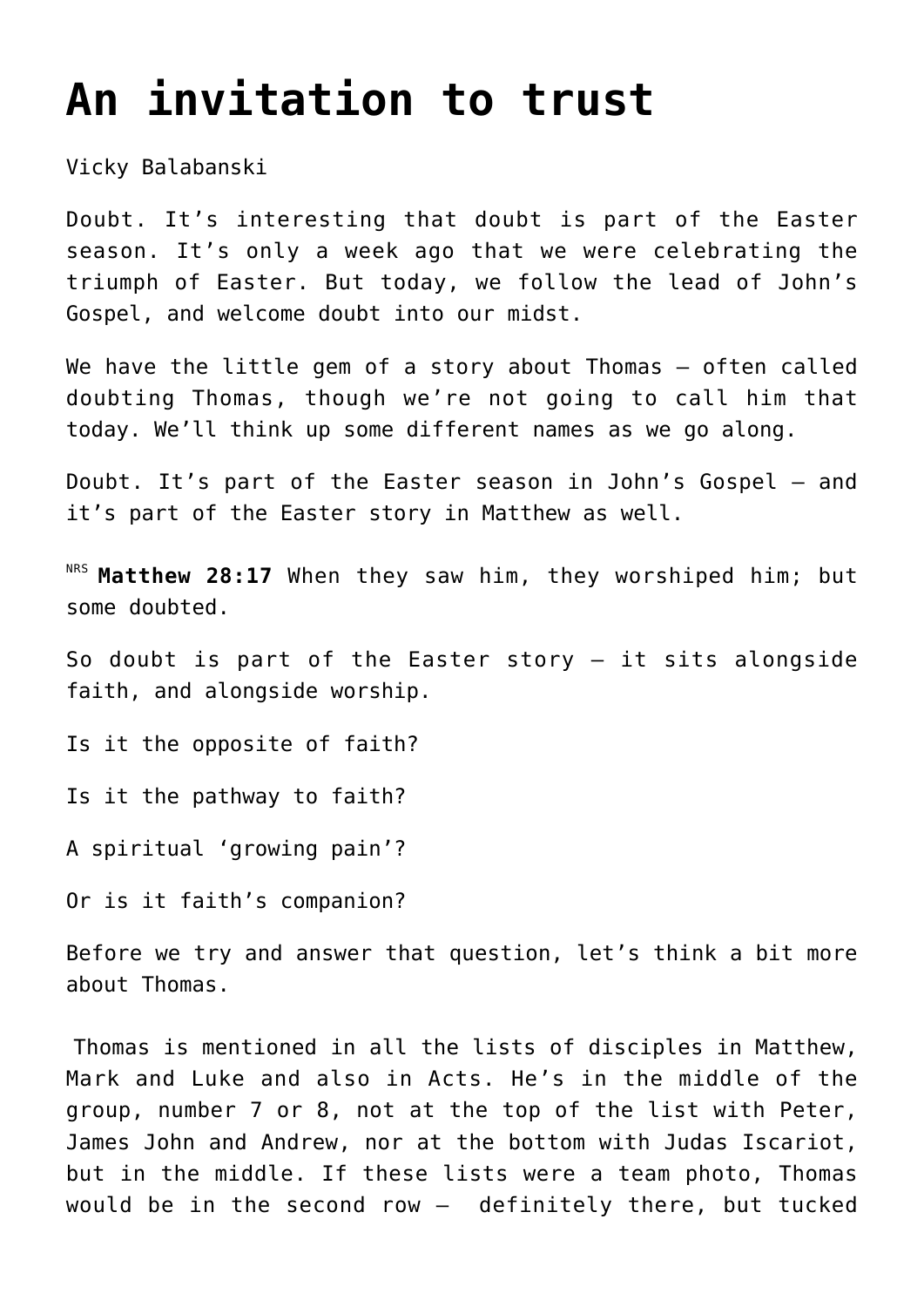# An invitation to trust

Vicky Balabanski

Doubt. It's interesting that doubt is part of the Easter season. It's only a week ago that we were celebrating the triumph of Easter. But today, we follow the lead of John's Gospel, and welcome doubt into our midst.

We have the little gem of a story about Thomas – often called doubting Thomas, though we're not going to call him that today. We'll think up some different names as we go along.

Doubt. It's part of the Easter season in John's Gospel – and it's part of the Easter story in Matthew as well.

NRS **Matthew 28:17** When they saw him, they worshiped him; but some doubted.

So doubt is part of the Easter story – it sits alongside faith, and alongside worship.

Is it the opposite of faith?

Is it the pathway to faith?

A spiritual 'growing pain'?

Or is it faith's companion?

Before we try and answer that question, let's think a bit more about Thomas.

Thomas is mentioned in all the lists of disciples in Matthew, Mark and Luke and also in Acts. He's in the middle of the group, number 7 or 8, not at the top of the list with Peter, James John and Andrew, nor at the bottom with Judas Iscariot, but in the middle. If these lists were a team photo, Thomas would be in the second row – definitely there, but tucked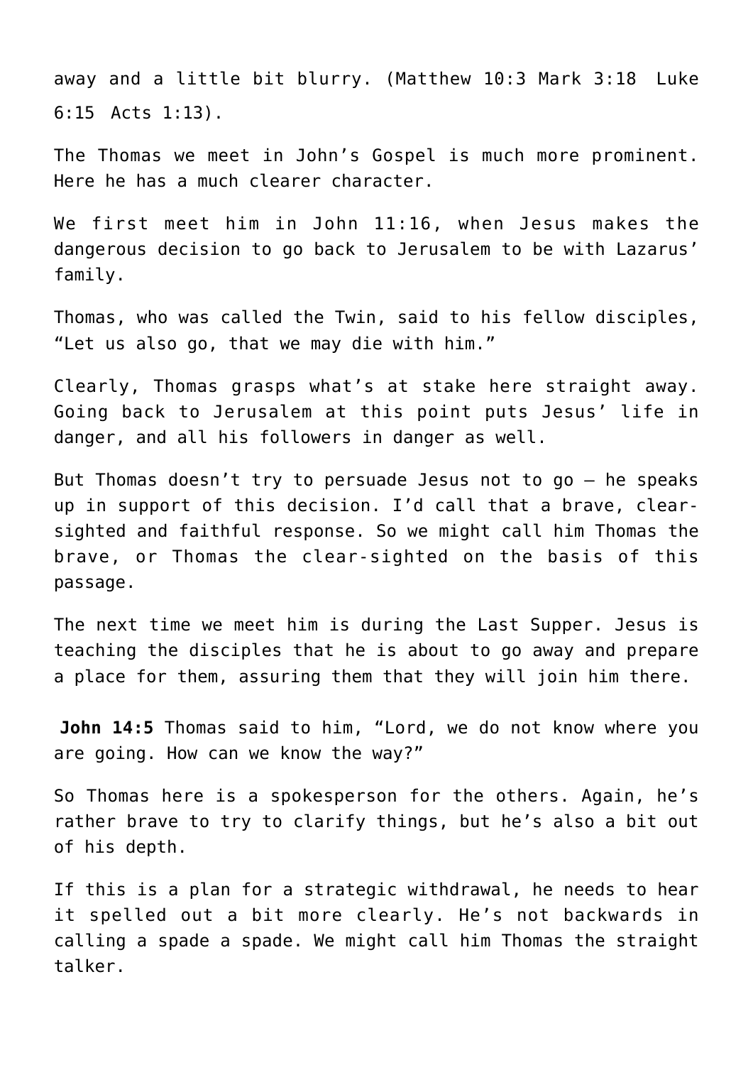away and a little bit blurry. (Matthew 10:3 Mark 3:18 Luke 6:15 Acts 1:13).

The Thomas we meet in John's Gospel is much more prominent. Here he has a much clearer character.

We first meet him in John 11:16, when Jesus makes the dangerous decision to go back to Jerusalem to be with Lazarus' family.

Thomas, who was called the Twin, said to his fellow disciples, "Let us also go, that we may die with him."

Clearly, Thomas grasps what's at stake here straight away. Going back to Jerusalem at this point puts Jesus' life in danger, and all his followers in danger as well.

But Thomas doesn't try to persuade Jesus not to go – he speaks up in support of this decision. I'd call that a brave, clear-sighted and faithful response. So we might call him Thomas the brave, or Thomas the clear-sighted on the basis of this passage.

The next time we meet him is during the Last Supper. Jesus is teaching the disciples that he is about to go away and prepare a place for them, assuring them that they will join him there.

**John 14:5** Thomas said to him, "Lord, we do not know where you are going. How can we know the way?"

So Thomas here is a spokesperson for the others. Again, he's rather brave to try to clarify things, but he's also a bit out of his depth.

If this is a plan for a strategic withdrawal, he needs to hear it spelled out a bit more clearly. He's not backwards in calling a spade a spade. We might call him Thomas the straight talker.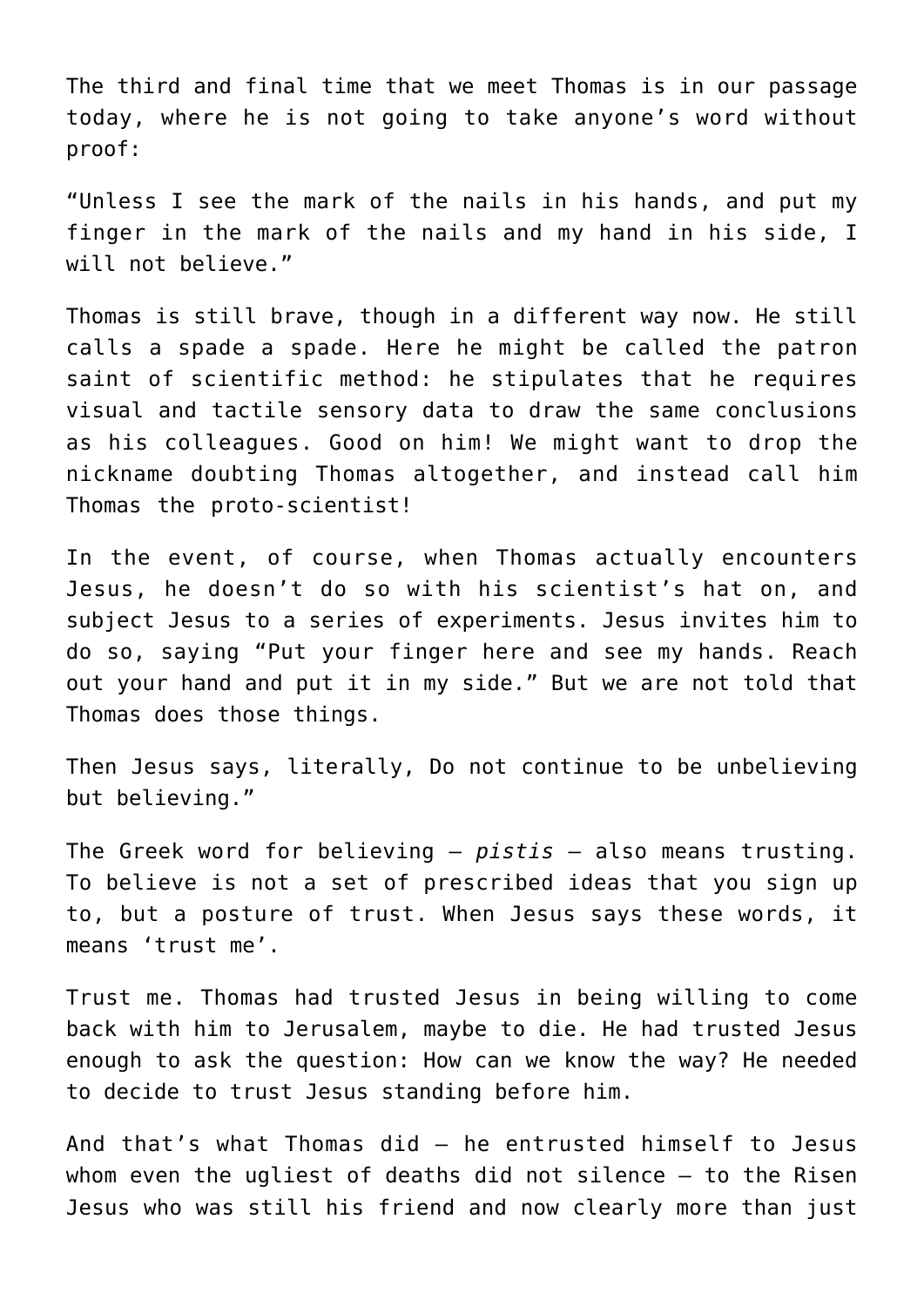The third and final time that we meet Thomas is in our passage today, where he is not going to take anyone's word without proof:

"Unless I see the mark of the nails in his hands, and put my finger in the mark of the nails and my hand in his side, I will not believe."

Thomas is still brave, though in a different way now. He still calls a spade a spade. Here he might be called the patron saint of scientific method: he stipulates that he requires visual and tactile sensory data to draw the same conclusions as his colleagues. Good on him! We might want to drop the nickname doubting Thomas altogether, and instead call him Thomas the proto-scientist!

In the event, of course, when Thomas actually encounters Jesus, he doesn't do so with his scientist's hat on, and subject Jesus to a series of experiments. Jesus invites him to do so, saying "Put your finger here and see my hands. Reach out your hand and put it in my side." But we are not told that Thomas does those things.

Then Jesus says, literally, Do not continue to be unbelieving but believing."

The Greek word for believing – *pistis* – also means trusting. To believe is not a set of prescribed ideas that you sign up to, but a posture of trust. When Jesus says these words, it means 'trust me'.

Trust me. Thomas had trusted Jesus in being willing to come back with him to Jerusalem, maybe to die. He had trusted Jesus enough to ask the question: How can we know the way? He needed to decide to trust Jesus standing before him.

And that's what Thomas did – he entrusted himself to Jesus whom even the ugliest of deaths did not silence – to the Risen Jesus who was still his friend and now clearly more than just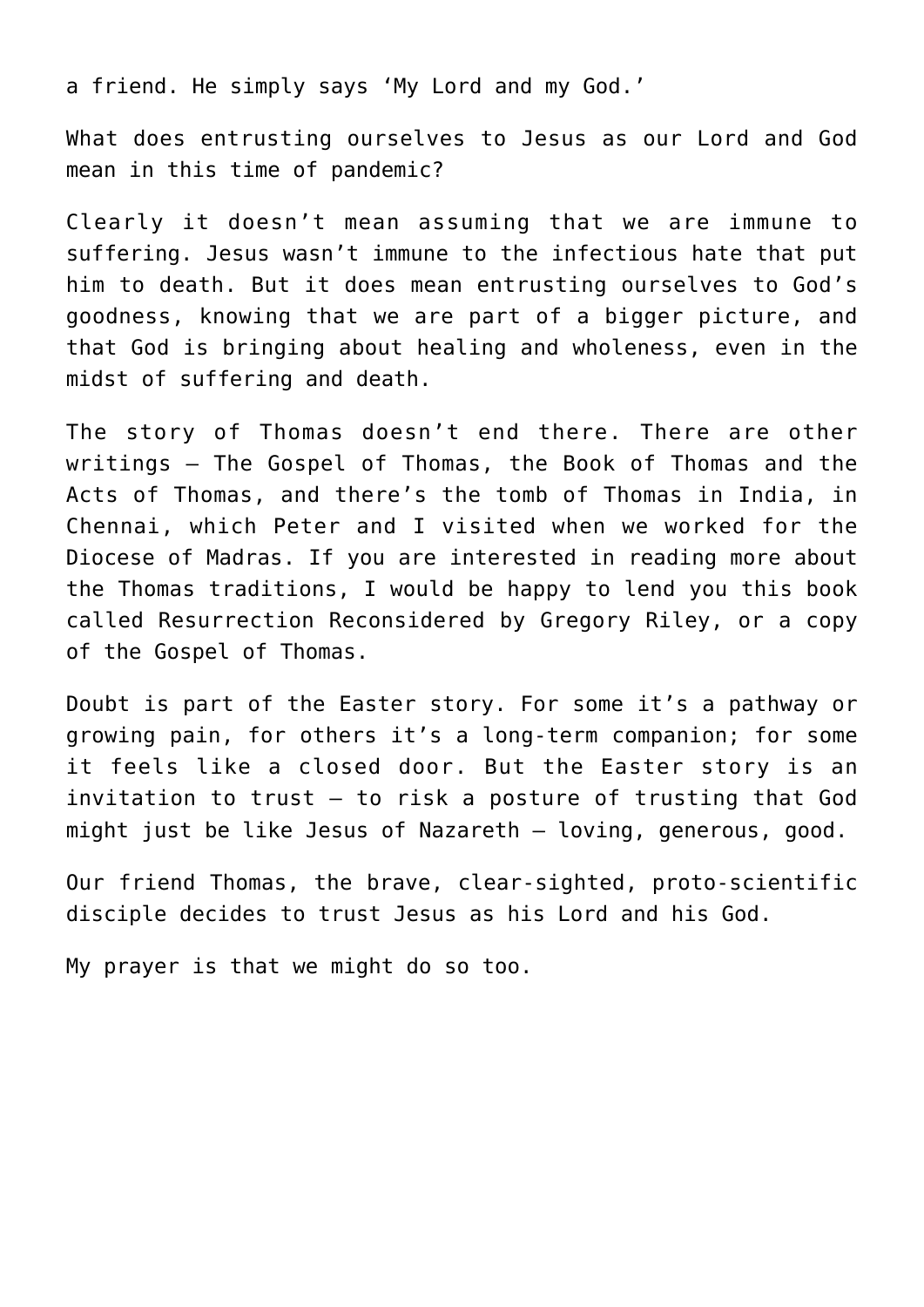a friend. He simply says ‘My Lord and my God.’

What does entrusting ourselves to Jesus as our Lord and God mean in this time of pandemic?

Clearly it doesn’t mean assuming that we are immune to suffering. Jesus wasn’t immune to the infectious hate that put him to death. But it does mean entrusting ourselves to God’s goodness, knowing that we are part of a bigger picture, and that God is bringing about healing and wholeness, even in the midst of suffering and death.

The story of Thomas doesn’t end there. There are other writings – The Gospel of Thomas, the Book of Thomas and the Acts of Thomas, and there’s the tomb of Thomas in India, in Chennai, which Peter and I visited when we worked for the Diocese of Madras. If you are interested in reading more about the Thomas traditions, I would be happy to lend you this book called Resurrection Reconsidered by Gregory Riley, or a copy of the Gospel of Thomas.

Doubt is part of the Easter story. For some it’s a pathway or growing pain, for others it’s a long-term companion; for some it feels like a closed door. But the Easter story is an invitation to trust – to risk a posture of trusting that God might just be like Jesus of Nazareth – loving, generous, good.

Our friend Thomas, the brave, clear-sighted, proto-scientific disciple decides to trust Jesus as his Lord and his God.

My prayer is that we might do so too.